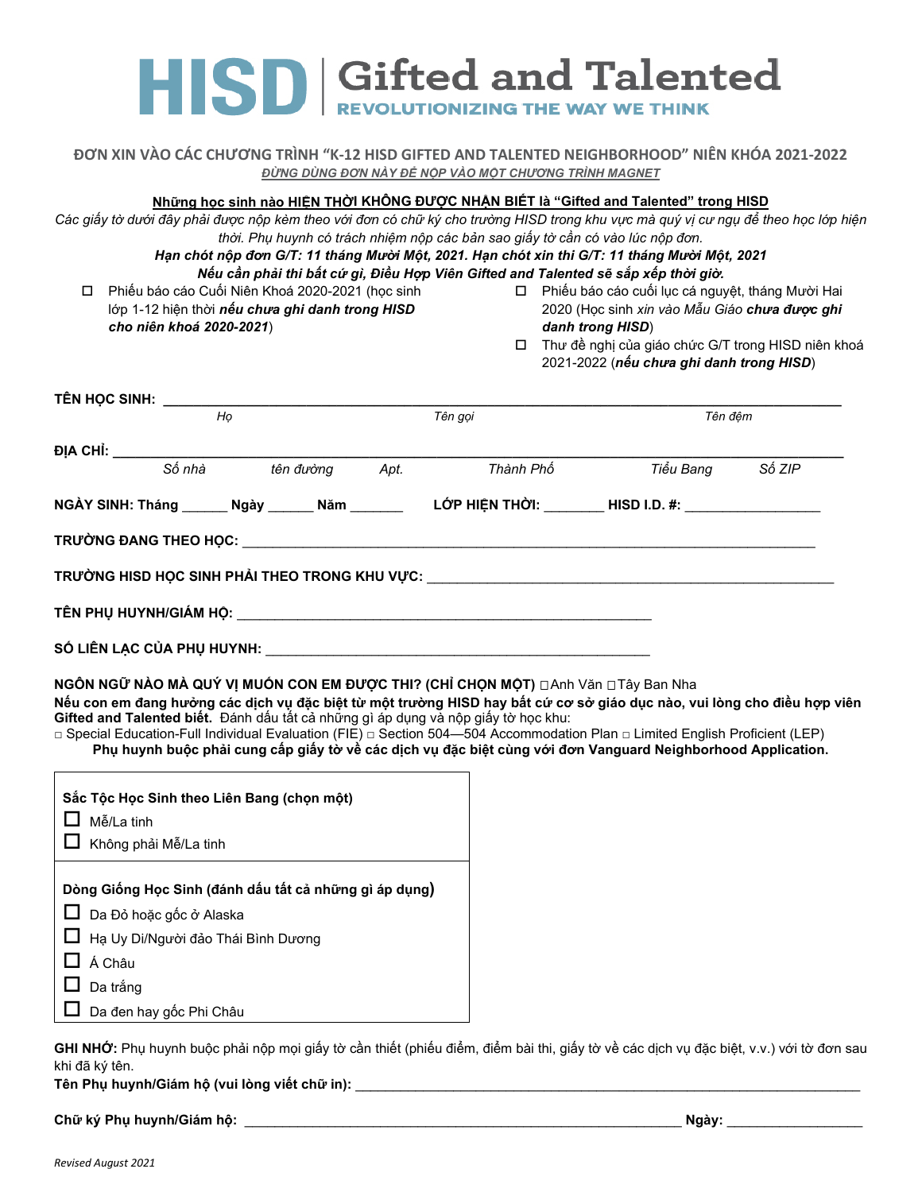# HISD | Gifted and Talented

REVOLUTIONIZING THE WAY WE THINK

## ĐƠN XIN VÀO CÁC CHƯƠNG TRÌNH "K-12 HISD GIFTED AND TALENTED NEIGHBORHOOD" NIÊN KHÓA 2021-2022

*ĐỪNG DÙNG ĐƠN NÀY ĐỂ NỘP VÀO MỘT CHƯƠNG TRÌNH MAGNET*

**Những học sinh nào HIỆN THỜI KHÔNG ĐƯỢC NHẬN BIẾT là "Gifted and Talented" trong HISD**

*Các giấy tờ dưới đây phải được nộp kèm theo với đơn có chữ ký cho trường HISD trong khu vực mà quý vị cư ngụ để theo học lớp hiện thời. Phụ huynh có trách nhiệm nộp các bản sao giấy tờ cần có vào lúc nộp đơn.*

***Hạn chót nộp đơn G/T: 11 tháng Mười Một, 2021. Hạn chót xin thi G/T: 11 tháng Mười Một, 2021***

***Nếu cần phải thi bất cứ gì, Điều Hợp Viên Gifted and Talented sẽ sắp xếp thời giờ.***

- ☐ Phiếu báo cáo Cuối Niên Khoá 2020-2021 (học sinh lớp 1-12 hiện thời ***nếu chưa ghi danh trong HISD cho niên khoá 2020-2021***)
- ☐ Phiếu báo cáo cuối lục cá nguyệt, tháng Mười Hai 2020 (Học sinh *xin vào Mẫu Giáo* ***chưa được ghi danh trong HISD***)
- ☐ Thư đề nghị của giáo chức G/T trong HISD niên khoá 2021-2022 (***nếu chưa ghi danh trong HISD***)

**TÊN HỌC SINH:** ______________________________________________
*Họ* *Tên gọi* *Tên đệm*

**ĐỊA CHỈ:** ______________________________________________
*Số nhà* *tên đường* *Apt.* *Thành Phố* *Tiểu Bang* *Số ZIP*

**NGÀY SINH: Tháng** ______ **Ngày** ______ **Năm** _______ **LỚP HIỆN THỜI:** ________ **HISD I.D. #:** _________________

**TRƯỜNG ĐANG THEO HỌC:** ______________________________________________

**TRƯỜNG HISD HỌC SINH PHẢI THEO TRONG KHU VỰC:** ______________________________________________

**TÊN PHỤ HUYNH/GIÁM HỘ:** ______________________________________________

**SỐ LIÊN LẠC CỦA PHỤ HUYNH:** ______________________________________________

**NGÔN NGỮ NÀO MÀ QUÝ VỊ MUỐN CON EM ĐƯỢC THI? (CHỈ CHỌN MỘT)** □Anh Văn □Tây Ban Nha

**Nếu con em đang hưởng các dịch vụ đặc biệt từ một trường HISD hay bất cứ cơ sở giáo dục nào, vui lòng cho điều hợp viên Gifted and Talented biết.** Đánh dấu tất cả những gì áp dụng và nộp giấy tờ học khu:

□ Special Education-Full Individual Evaluation (FIE) □ Section 504—504 Accommodation Plan □ Limited English Proficient (LEP)

**Phụ huynh buộc phải cung cấp giấy tờ về các dịch vụ đặc biệt cùng với đơn Vanguard Neighborhood Application.**

**Sắc Tộc Học Sinh theo Liên Bang (chọn một)**
- ☐ Mễ/La tinh
- ☐ Không phải Mễ/La tinh

**Dòng Giống Học Sinh (đánh dấu tất cả những gì áp dụng)**
- ☐ Da Đỏ hoặc gốc ở Alaska
- ☐ Hạ Uy Di/Người đảo Thái Bình Dương
- ☐ Á Châu
- ☐ Da trắng
- ☐ Da đen hay gốc Phi Châu

**GHI NHỚ:** Phụ huynh buộc phải nộp mọi giấy tờ cần thiết (phiếu điểm, điểm bài thi, giấy tờ về các dịch vụ đặc biệt, v.v.) với tờ đơn sau khi đã ký tên.

**Tên Phụ huynh/Giám hộ (vui lòng viết chữ in):** ______________________________________________

**Chữ ký Phụ huynh/Giám hộ:** ______________________________ **Ngày:** __________________

*Revised August 2021*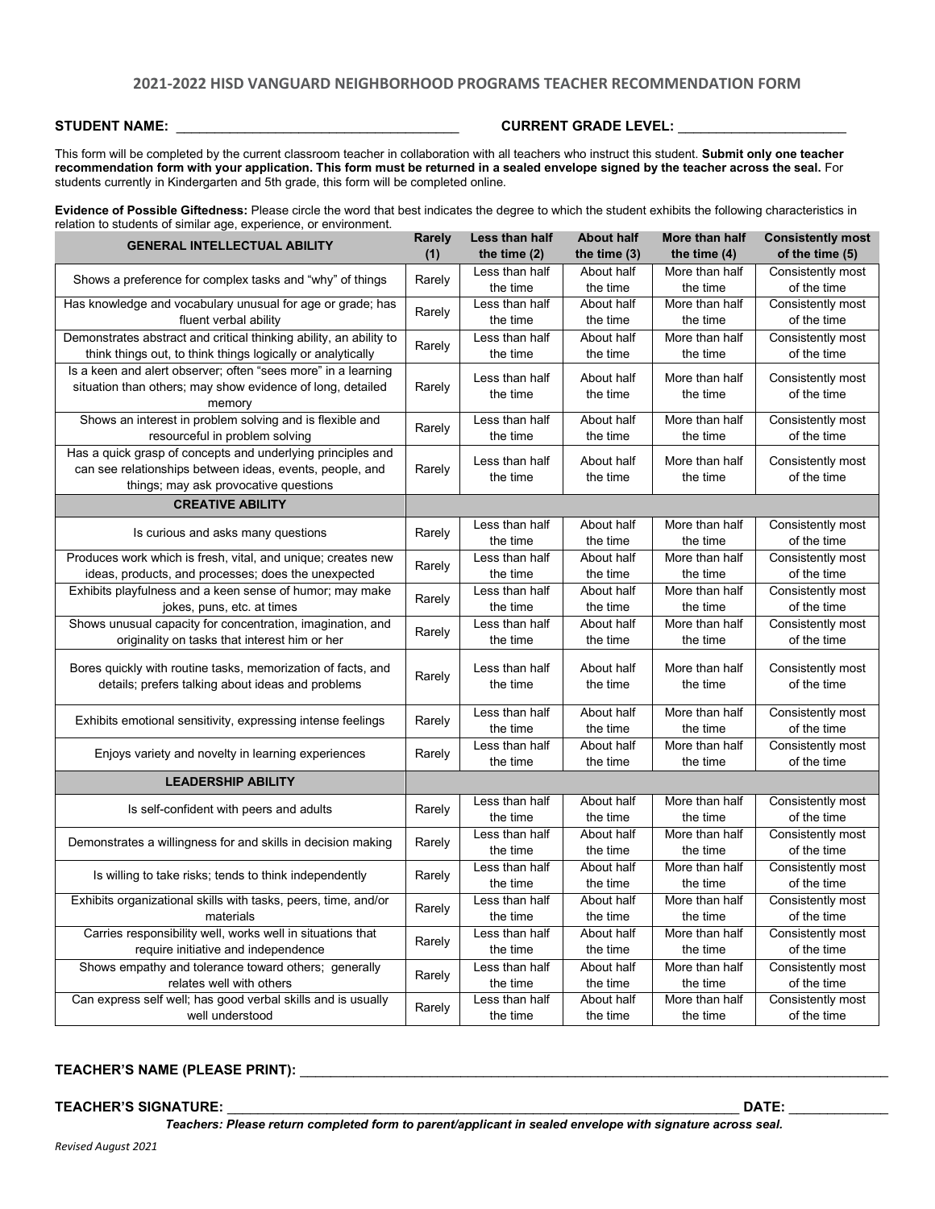## 2021-2022 HISD VANGUARD NEIGHBORHOOD PROGRAMS TEACHER RECOMMENDATION FORM

**STUDENT NAME:** ____________________________________ **CURRENT GRADE LEVEL:** _____________________

This form will be completed by the current classroom teacher in collaboration with all teachers who instruct this student. **Submit only one teacher recommendation form with your application. This form must be returned in a sealed envelope signed by the teacher across the seal.** For students currently in Kindergarten and 5th grade, this form will be completed online.

**Evidence of Possible Giftedness:** Please circle the word that best indicates the degree to which the student exhibits the following characteristics in relation to students of similar age, experience, or environment.

| GENERAL INTELLECTUAL ABILITY | Rarely (1) | Less than half the time (2) | About half the time (3) | More than half the time (4) | Consistently most of the time (5) |
|---|---|---|---|---|---|
| Shows a preference for complex tasks and "why" of things | Rarely | Less than half the time | About half the time | More than half the time | Consistently most of the time |
| Has knowledge and vocabulary unusual for age or grade; has fluent verbal ability | Rarely | Less than half the time | About half the time | More than half the time | Consistently most of the time |
| Demonstrates abstract and critical thinking ability, an ability to think things out, to think things logically or analytically | Rarely | Less than half the time | About half the time | More than half the time | Consistently most of the time |
| Is a keen and alert observer; often "sees more" in a learning situation than others; may show evidence of long, detailed memory | Rarely | Less than half the time | About half the time | More than half the time | Consistently most of the time |
| Shows an interest in problem solving and is flexible and resourceful in problem solving | Rarely | Less than half the time | About half the time | More than half the time | Consistently most of the time |
| Has a quick grasp of concepts and underlying principles and can see relationships between ideas, events, people, and things; may ask provocative questions | Rarely | Less than half the time | About half the time | More than half the time | Consistently most of the time |
| **CREATIVE ABILITY** | | | | | |
| Is curious and asks many questions | Rarely | Less than half the time | About half the time | More than half the time | Consistently most of the time |
| Produces work which is fresh, vital, and unique; creates new ideas, products, and processes; does the unexpected | Rarely | Less than half the time | About half the time | More than half the time | Consistently most of the time |
| Exhibits playfulness and a keen sense of humor; may make jokes, puns, etc. at times | Rarely | Less than half the time | About half the time | More than half the time | Consistently most of the time |
| Shows unusual capacity for concentration, imagination, and originality on tasks that interest him or her | Rarely | Less than half the time | About half the time | More than half the time | Consistently most of the time |
| Bores quickly with routine tasks, memorization of facts, and details; prefers talking about ideas and problems | Rarely | Less than half the time | About half the time | More than half the time | Consistently most of the time |
| Exhibits emotional sensitivity, expressing intense feelings | Rarely | Less than half the time | About half the time | More than half the time | Consistently most of the time |
| Enjoys variety and novelty in learning experiences | Rarely | Less than half the time | About half the time | More than half the time | Consistently most of the time |
| **LEADERSHIP ABILITY** | | | | | |
| Is self-confident with peers and adults | Rarely | Less than half the time | About half the time | More than half the time | Consistently most of the time |
| Demonstrates a willingness for and skills in decision making | Rarely | Less than half the time | About half the time | More than half the time | Consistently most of the time |
| Is willing to take risks; tends to think independently | Rarely | Less than half the time | About half the time | More than half the time | Consistently most of the time |
| Exhibits organizational skills with tasks, peers, time, and/or materials | Rarely | Less than half the time | About half the time | More than half the time | Consistently most of the time |
| Carries responsibility well, works well in situations that require initiative and independence | Rarely | Less than half the time | About half the time | More than half the time | Consistently most of the time |
| Shows empathy and tolerance toward others; generally relates well with others | Rarely | Less than half the time | About half the time | More than half the time | Consistently most of the time |
| Can express self well; has good verbal skills and is usually well understood | Rarely | Less than half the time | About half the time | More than half the time | Consistently most of the time |

**TEACHER'S NAME (PLEASE PRINT):** ____________________________________________________________

**TEACHER'S SIGNATURE:** _______________________________________________________ **DATE:** ____________

***Teachers: Please return completed form to parent/applicant in sealed envelope with signature across seal.***

*Revised August 2021*